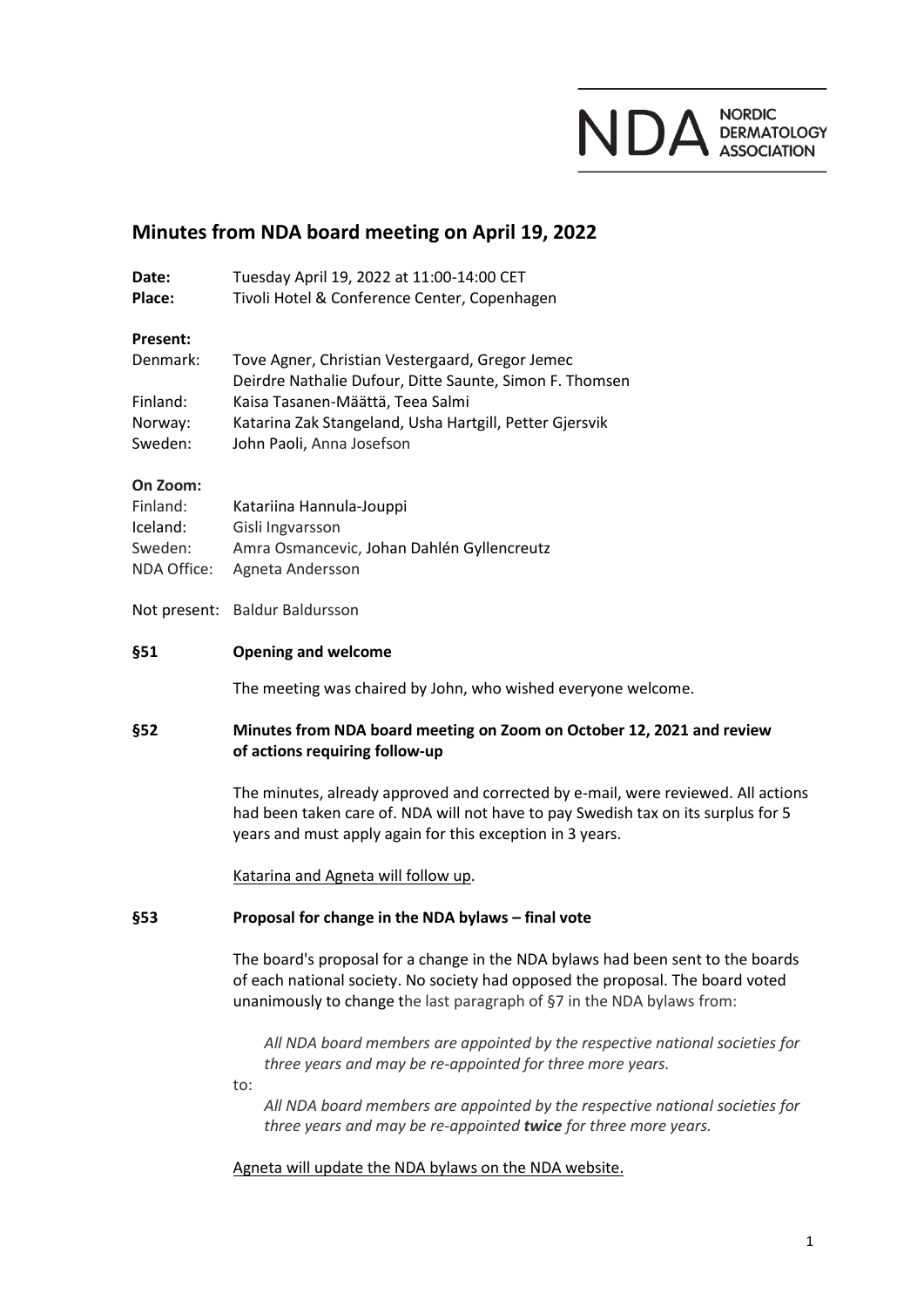NDA NORDIC DERMATOLOGY ASSOCIATION

## Minutes from NDA board meeting on April 19, 2022

**Date:** Tuesday April 19, 2022 at 11:00-14:00 CET
**Place:** Tivoli Hotel & Conference Center, Copenhagen

**Present:**

Denmark: Tove Agner, Christian Vestergaard, Gregor Jemec
Deirdre Nathalie Dufour, Ditte Saunte, Simon F. Thomsen
Finland: Kaisa Tasanen-Määttä, Teea Salmi
Norway: Katarina Zak Stangeland, Usha Hartgill, Petter Gjersvik
Sweden: John Paoli, Anna Josefson

**On Zoom:**

Finland: Katariina Hannula-Jouppi
Iceland: Gisli Ingvarsson
Sweden: Amra Osmancevic, Johan Dahlén Gyllencreutz
NDA Office: Agneta Andersson

Not present: Baldur Baldursson

### §51 Opening and welcome

The meeting was chaired by John, who wished everyone welcome.

### §52 Minutes from NDA board meeting on Zoom on October 12, 2021 and review of actions requiring follow-up

The minutes, already approved and corrected by e-mail, were reviewed. All actions had been taken care of. NDA will not have to pay Swedish tax on its surplus for 5 years and must apply again for this exception in 3 years.

Katarina and Agneta will follow up.

### §53 Proposal for change in the NDA bylaws – final vote

The board's proposal for a change in the NDA bylaws had been sent to the boards of each national society. No society had opposed the proposal. The board voted unanimously to change the last paragraph of §7 in the NDA bylaws from:

> *All NDA board members are appointed by the respective national societies for three years and may be re-appointed for three more years.*

to:

> *All NDA board members are appointed by the respective national societies for three years and may be re-appointed **twice** for three more years.*

Agneta will update the NDA bylaws on the NDA website.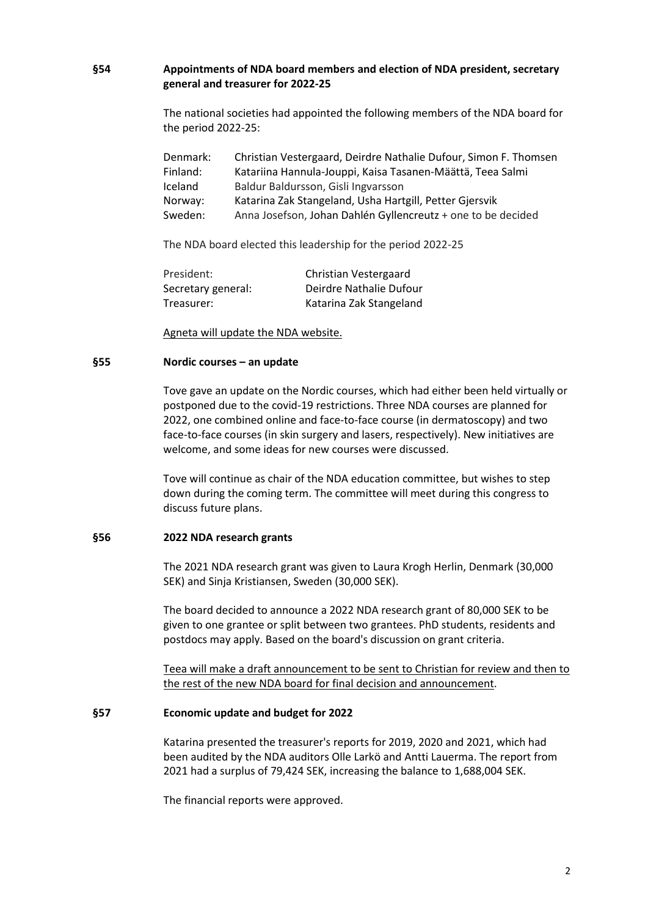## §54 Appointments of NDA board members and election of NDA president, secretary general and treasurer for 2022-25

The national societies had appointed the following members of the NDA board for the period 2022-25:

| | |
|---|---|
| Denmark: | Christian Vestergaard, Deirdre Nathalie Dufour, Simon F. Thomsen |
| Finland: | Katariina Hannula-Jouppi, Kaisa Tasanen-Määttä, Teea Salmi |
| Iceland | Baldur Baldursson, Gisli Ingvarsson |
| Norway: | Katarina Zak Stangeland, Usha Hartgill, Petter Gjersvik |
| Sweden: | Anna Josefson, Johan Dahlén Gyllencreutz + one to be decided |

The NDA board elected this leadership for the period 2022-25

| | |
|---|---|
| President: | Christian Vestergaard |
| Secretary general: | Deirdre Nathalie Dufour |
| Treasurer: | Katarina Zak Stangeland |

Agneta will update the NDA website.

## §55 Nordic courses – an update

Tove gave an update on the Nordic courses, which had either been held virtually or postponed due to the covid-19 restrictions. Three NDA courses are planned for 2022, one combined online and face-to-face course (in dermatoscopy) and two face-to-face courses (in skin surgery and lasers, respectively). New initiatives are welcome, and some ideas for new courses were discussed.

Tove will continue as chair of the NDA education committee, but wishes to step down during the coming term. The committee will meet during this congress to discuss future plans.

## §56 2022 NDA research grants

The 2021 NDA research grant was given to Laura Krogh Herlin, Denmark (30,000 SEK) and Sinja Kristiansen, Sweden (30,000 SEK).

The board decided to announce a 2022 NDA research grant of 80,000 SEK to be given to one grantee or split between two grantees. PhD students, residents and postdocs may apply. Based on the board's discussion on grant criteria.

Teea will make a draft announcement to be sent to Christian for review and then to the rest of the new NDA board for final decision and announcement.

## §57 Economic update and budget for 2022

Katarina presented the treasurer's reports for 2019, 2020 and 2021, which had been audited by the NDA auditors Olle Larkö and Antti Lauerma. The report from 2021 had a surplus of 79,424 SEK, increasing the balance to 1,688,004 SEK.

The financial reports were approved.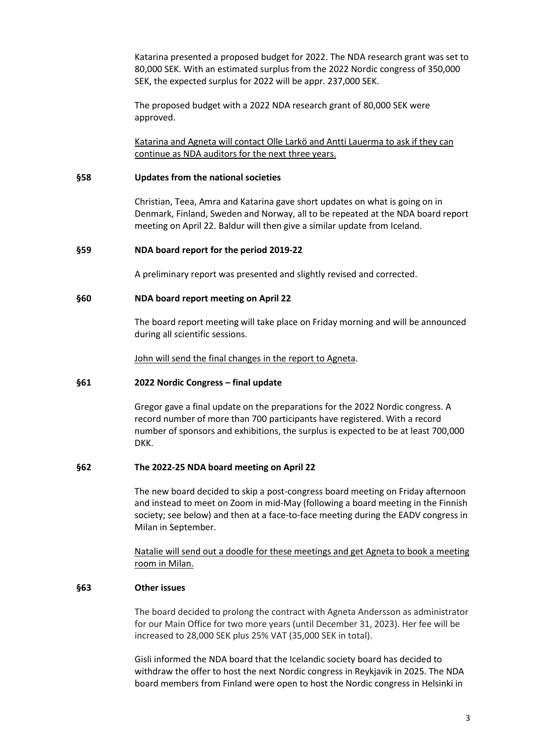Katarina presented a proposed budget for 2022. The NDA research grant was set to 80,000 SEK. With an estimated surplus from the 2022 Nordic congress of 350,000 SEK, the expected surplus for 2022 will be appr. 237,000 SEK.

The proposed budget with a 2022 NDA research grant of 80,000 SEK were approved.

<u>Katarina and Agneta will contact Olle Larkö and Antti Lauerma to ask if they can continue as NDA auditors for the next three years.</u>

### §58 Updates from the national societies

Christian, Teea, Amra and Katarina gave short updates on what is going on in Denmark, Finland, Sweden and Norway, all to be repeated at the NDA board report meeting on April 22. Baldur will then give a similar update from Iceland.

### §59 NDA board report for the period 2019-22

A preliminary report was presented and slightly revised and corrected.

### §60 NDA board report meeting on April 22

The board report meeting will take place on Friday morning and will be announced during all scientific sessions.

<u>John will send the final changes in the report to Agneta</u>.

### §61 2022 Nordic Congress – final update

Gregor gave a final update on the preparations for the 2022 Nordic congress. A record number of more than 700 participants have registered. With a record number of sponsors and exhibitions, the surplus is expected to be at least 700,000 DKK.

### §62 The 2022-25 NDA board meeting on April 22

The new board decided to skip a post-congress board meeting on Friday afternoon and instead to meet on Zoom in mid-May (following a board meeting in the Finnish society; see below) and then at a face-to-face meeting during the EADV congress in Milan in September.

<u>Natalie will send out a doodle for these meetings and get Agneta to book a meeting room in Milan.</u>

### §63 Other issues

The board decided to prolong the contract with Agneta Andersson as administrator for our Main Office for two more years (until December 31, 2023). Her fee will be increased to 28,000 SEK plus 25% VAT (35,000 SEK in total).

Gisli informed the NDA board that the Icelandic society board has decided to withdraw the offer to host the next Nordic congress in Reykjavik in 2025. The NDA board members from Finland were open to host the Nordic congress in Helsinki in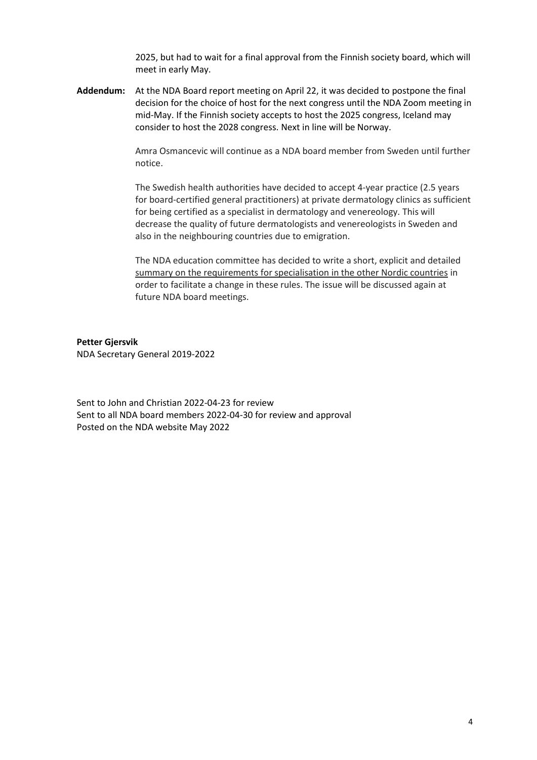2025, but had to wait for a final approval from the Finnish society board, which will meet in early May.

**Addendum:** At the NDA Board report meeting on April 22, it was decided to postpone the final decision for the choice of host for the next congress until the NDA Zoom meeting in mid-May. If the Finnish society accepts to host the 2025 congress, Iceland may consider to host the 2028 congress. Next in line will be Norway.

Amra Osmancevic will continue as a NDA board member from Sweden until further notice.

The Swedish health authorities have decided to accept 4-year practice (2.5 years for board-certified general practitioners) at private dermatology clinics as sufficient for being certified as a specialist in dermatology and venereology. This will decrease the quality of future dermatologists and venereologists in Sweden and also in the neighbouring countries due to emigration.

The NDA education committee has decided to write a short, explicit and detailed summary on the requirements for specialisation in the other Nordic countries in order to facilitate a change in these rules. The issue will be discussed again at future NDA board meetings.

**Petter Gjersvik**
NDA Secretary General 2019-2022

Sent to John and Christian 2022-04-23 for review
Sent to all NDA board members 2022-04-30 for review and approval
Posted on the NDA website May 2022